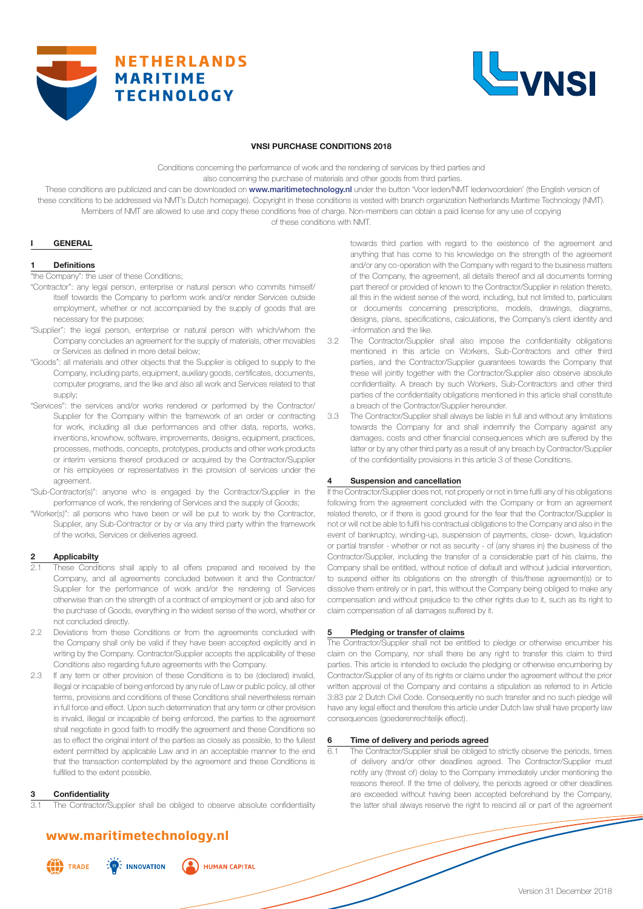**VNSI PURCHASE CONDITIONS 2018**

Conditions concerning the performance of work and the rendering of services by third parties and also concerning the purchase of materials and other goods from third parties.

These conditions are publicized and can be downloaded on **www.maritimetechnology.nl** under the button 'Voor leden/NMT ledenvoordelen' (the English version of these conditions to be addressed via NMT's Dutch homepage). Copyright in these conditions is vested with branch organization Netherlands Maritime Technology (NMT). Members of NMT are allowed to use and copy these conditions free of charge. Non-members can obtain a paid license for any use of copying of these conditions with NMT.

## I GENERAL

### 1 Definitions

"the Company": the user of these Conditions;

"Contractor": any legal person, enterprise or natural person who commits himself/itself towards the Company to perform work and/or render Services outside employment, whether or not accompanied by the supply of goods that are necessary for the purpose;

"Supplier": the legal person, enterprise or natural person with which/whom the Company concludes an agreement for the supply of materials, other movables or Services as defined in more detail below;

"Goods": all materials and other objects that the Supplier is obliged to supply to the Company, including parts, equipment, auxiliary goods, certificates, documents, computer programs, and the like and also all work and Services related to that supply;

"Services": the services and/or works rendered or performed by the Contractor/Supplier for the Company within the framework of an order or contracting for work, including all due performances and other data, reports, works, inventions, knowhow, software, improvements, designs, equipment, practices, processes, methods, concepts, prototypes, products and other work products or interim versions thereof produced or acquired by the Contractor/Supplier or his employees or representatives in the provision of services under the agreement.

"Sub-Contractor(s)": anyone who is engaged by the Contractor/Supplier in the performance of work, the rendering of Services and the supply of Goods;

"Worker(s)": all persons who have been or will be put to work by the Contractor, Supplier, any Sub-Contractor or by or via any third party within the framework of the works, Services or deliveries agreed.

### 2 Applicabilty

2.1 These Conditions shall apply to all offers prepared and received by the Company, and all agreements concluded between it and the Contractor/Supplier for the performance of work and/or the rendering of Services otherwise than on the strength of a contract of employment or job and also for the purchase of Goods, everything in the widest sense of the word, whether or not concluded directly.

2.2 Deviations from these Conditions or from the agreements concluded with the Company shall only be valid if they have been accepted explicitly and in writing by the Company. Contractor/Supplier accepts the applicability of these Conditions also regarding future agreements with the Company.

2.3 If any term or other provision of these Conditions is to be (declared) invalid, illegal or incapable of being enforced by any rule of Law or public policy, all other terms, provisions and conditions of these Conditions shall nevertheless remain in full force and effect. Upon such determination that any term or other provision is invalid, illegal or incapable of being enforced, the parties to the agreement shall negotiate in good faith to modify the agreement and these Conditions so as to effect the original intent of the parties as closely as possible, to the fullest extent permitted by applicable Law and in an acceptable manner to the end that the transaction contemplated by the agreement and these Conditions is fulfilled to the extent possible.

### 3 Confidentiality

3.1 The Contractor/Supplier shall be obliged to observe absolute confidentiality towards third parties with regard to the existence of the agreement and anything that has come to his knowledge on the strength of the agreement and/or any co-operation with the Company with regard to the business matters of the Company, the agreement, all details thereof and all documents forming part thereof or provided of known to the Contractor/Supplier in relation thereto, all this in the widest sense of the word, including, but not limited to, particulars or documents concerning prescriptions, models, drawings, diagrams, designs, plans, specifications, calculations, the Company's client identity and -information and the like.

3.2 The Contractor/Supplier shall also impose the confidentiality obligations mentioned in this article on Workers, Sub-Contractors and other third parties, and the Contractor/Supplier guarantees towards the Company that these will jointly together with the Contractor/Supplier also observe absolute confidentiality. A breach by such Workers, Sub-Contractors and other third parties of the confidentiality obligations mentioned in this article shall constitute a breach of the Contractor/Supplier hereunder.

3.3 The Contractor/Supplier shall always be liable in full and without any limitations towards the Company for and shall indemnify the Company against any damages, costs and other financial consequences which are suffered by the latter or by any other third party as a result of any breach by Contractor/Supplier of the confidentiality provisions in this article 3 of these Conditions.

### 4 Suspension and cancellation

If the Contractor/Supplier does not, not properly or not in time fulfil any of his obligations following from the agreement concluded with the Company or from an agreement related thereto, or if there is good ground for the fear that the Contractor/Supplier is not or will not be able to fulfil his contractual obligations to the Company and also in the event of bankruptcy, winding-up, suspension of payments, close- down, liquidation or partial transfer - whether or not as security - of (any shares in) the business of the Contractor/Supplier, including the transfer of a considerable part of his claims, the Company shall be entitled, without notice of default and without judicial intervention, to suspend either its obligations on the strength of this/these agreement(s) or to dissolve them entirely or in part, this without the Company being obliged to make any compensation and without prejudice to the other rights due to it, such as its right to claim compensation of all damages suffered by it.

### 5 Pledging or transfer of claims

The Contractor/Supplier shall not be entitled to pledge or otherwise encumber his claim on the Company, nor shall there be any right to transfer this claim to third parties. This article is intended to exclude the pledging or otherwise encumbering by Contractor/Supplier of any of its rights or claims under the agreement without the prior written approval of the Company and contains a stipulation as referred to in Article 3:83 par 2 Dutch Civil Code. Consequently no such transfer and no such pledge will have any legal effect and therefore this article under Dutch law shall have property law consequences (goederenrechtelijk effect).

### 6 Time of delivery and periods agreed

6.1 The Contractor/Supplier shall be obliged to strictly observe the periods, times of delivery and/or other deadlines agreed. The Contractor/Supplier must notify any (threat of) delay to the Company immediately under mentioning the reasons thereof. If the time of delivery, the periods agreed or other deadlines are exceeded without having been accepted beforehand by the Company, the latter shall always reserve the right to rescind all or part of the agreement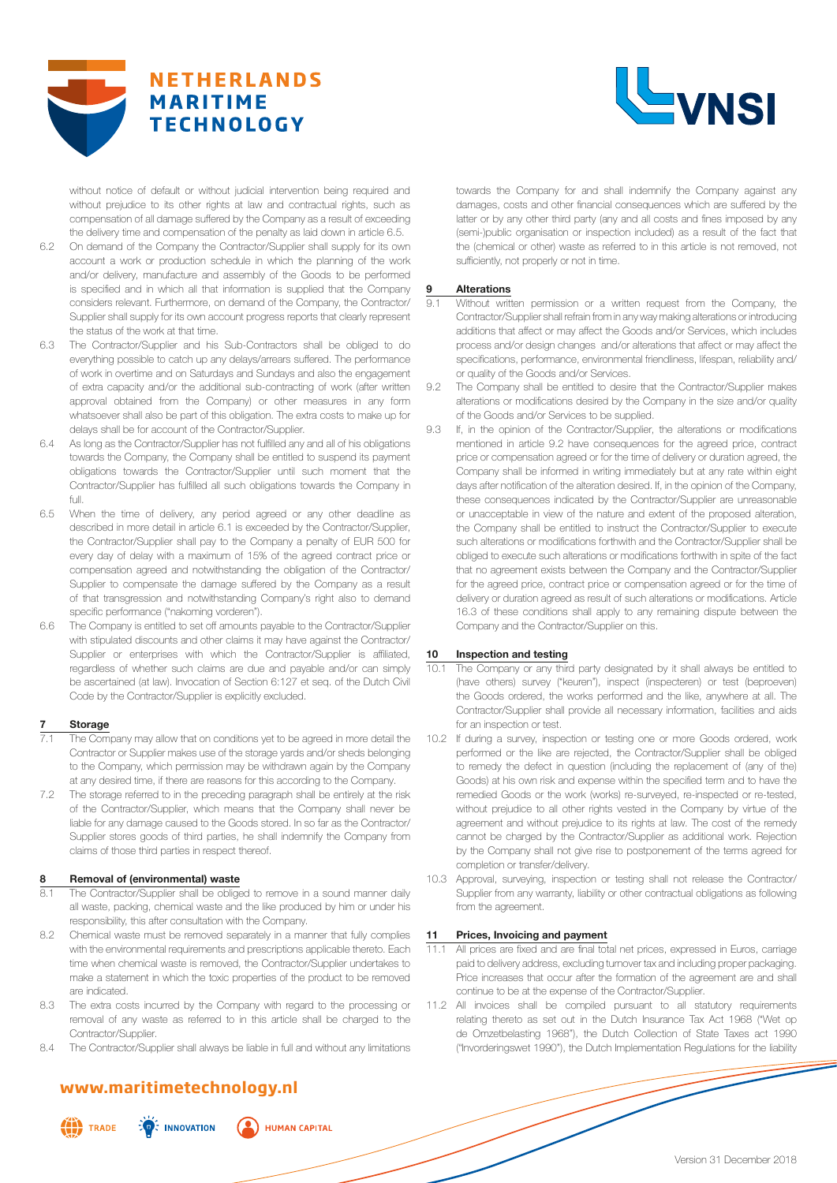without notice of default or without judicial intervention being required and without prejudice to its other rights at law and contractual rights, such as compensation of all damage suffered by the Company as a result of exceeding the delivery time and compensation of the penalty as laid down in article 6.5.

6.2 On demand of the Company the Contractor/Supplier shall supply for its own account a work or production schedule in which the planning of the work and/or delivery, manufacture and assembly of the Goods to be performed is specified and in which all that information is supplied that the Company considers relevant. Furthermore, on demand of the Company, the Contractor/Supplier shall supply for its own account progress reports that clearly represent the status of the work at that time.

6.3 The Contractor/Supplier and his Sub-Contractors shall be obliged to do everything possible to catch up any delays/arrears suffered. The performance of work in overtime and on Saturdays and Sundays and also the engagement of extra capacity and/or the additional sub-contracting of work (after written approval obtained from the Company) or other measures in any form whatsoever shall also be part of this obligation. The extra costs to make up for delays shall be for account of the Contractor/Supplier.

6.4 As long as the Contractor/Supplier has not fulfilled any and all of his obligations towards the Company, the Company shall be entitled to suspend its payment obligations towards the Contractor/Supplier until such moment that the Contractor/Supplier has fulfilled all such obligations towards the Company in full.

6.5 When the time of delivery, any period agreed or any other deadline as described in more detail in article 6.1 is exceeded by the Contractor/Supplier, the Contractor/Supplier shall pay to the Company a penalty of EUR 500 for every day of delay with a maximum of 15% of the agreed contract price or compensation agreed and notwithstanding the obligation of the Contractor/Supplier to compensate the damage suffered by the Company as a result of that transgression and notwithstanding Company's right also to demand specific performance ("nakoming vorderen").

6.6 The Company is entitled to set off amounts payable to the Contractor/Supplier with stipulated discounts and other claims it may have against the Contractor/Supplier or enterprises with which the Contractor/Supplier is affiliated, regardless of whether such claims are due and payable and/or can simply be ascertained (at law). Invocation of Section 6:127 et seq. of the Dutch Civil Code by the Contractor/Supplier is explicitly excluded.

## 7 Storage

7.1 The Company may allow that on conditions yet to be agreed in more detail the Contractor or Supplier makes use of the storage yards and/or sheds belonging to the Company, which permission may be withdrawn again by the Company at any desired time, if there are reasons for this according to the Company.

7.2 The storage referred to in the preceding paragraph shall be entirely at the risk of the Contractor/Supplier, which means that the Company shall never be liable for any damage caused to the Goods stored. In so far as the Contractor/Supplier stores goods of third parties, he shall indemnify the Company from claims of those third parties in respect thereof.

## 8 Removal of (environmental) waste

8.1 The Contractor/Supplier shall be obliged to remove in a sound manner daily all waste, packing, chemical waste and the like produced by him or under his responsibility, this after consultation with the Company.

8.2 Chemical waste must be removed separately in a manner that fully complies with the environmental requirements and prescriptions applicable thereto. Each time when chemical waste is removed, the Contractor/Supplier undertakes to make a statement in which the toxic properties of the product to be removed are indicated.

8.3 The extra costs incurred by the Company with regard to the processing or removal of any waste as referred to in this article shall be charged to the Contractor/Supplier.

8.4 The Contractor/Supplier shall always be liable in full and without any limitations towards the Company for and shall indemnify the Company against any damages, costs and other financial consequences which are suffered by the latter or by any other third party (any and all costs and fines imposed by any (semi-)public organisation or inspection included) as a result of the fact that the (chemical or other) waste as referred to in this article is not removed, not sufficiently, not properly or not in time.

## 9 Alterations

9.1 Without written permission or a written request from the Company, the Contractor/Supplier shall refrain from in any way making alterations or introducing additions that affect or may affect the Goods and/or Services, which includes process and/or design changes and/or alterations that affect or may affect the specifications, performance, environmental friendliness, lifespan, reliability and/or quality of the Goods and/or Services.

9.2 The Company shall be entitled to desire that the Contractor/Supplier makes alterations or modifications desired by the Company in the size and/or quality of the Goods and/or Services to be supplied.

9.3 If, in the opinion of the Contractor/Supplier, the alterations or modifications mentioned in article 9.2 have consequences for the agreed price, contract price or compensation agreed or for the time of delivery or duration agreed, the Company shall be informed in writing immediately but at any rate within eight days after notification of the alteration desired. If, in the opinion of the Company, these consequences indicated by the Contractor/Supplier are unreasonable or unacceptable in view of the nature and extent of the proposed alteration, the Company shall be entitled to instruct the Contractor/Supplier to execute such alterations or modifications forthwith and the Contractor/Supplier shall be obliged to execute such alterations or modifications forthwith in spite of the fact that no agreement exists between the Company and the Contractor/Supplier for the agreed price, contract price or compensation agreed or for the time of delivery or duration agreed as result of such alterations or modifications. Article 16.3 of these conditions shall apply to any remaining dispute between the Company and the Contractor/Supplier on this.

## 10 Inspection and testing

10.1 The Company or any third party designated by it shall always be entitled to (have others) survey ("keuren"), inspect (inspecteren) or test (beproeven) the Goods ordered, the works performed and the like, anywhere at all. The Contractor/Supplier shall provide all necessary information, facilities and aids for an inspection or test.

10.2 If during a survey, inspection or testing one or more Goods ordered, work performed or the like are rejected, the Contractor/Supplier shall be obliged to remedy the defect in question (including the replacement of (any of the) Goods) at his own risk and expense within the specified term and to have the remedied Goods or the work (works) re-surveyed, re-inspected or re-tested, without prejudice to all other rights vested in the Company by virtue of the agreement and without prejudice to its rights at law. The cost of the remedy cannot be charged by the Contractor/Supplier as additional work. Rejection by the Company shall not give rise to postponement of the terms agreed for completion or transfer/delivery.

10.3 Approval, surveying, inspection or testing shall not release the Contractor/Supplier from any warranty, liability or other contractual obligations as following from the agreement.

## 11 Prices, Invoicing and payment

11.1 All prices are fixed and are final total net prices, expressed in Euros, carriage paid to delivery address, excluding turnover tax and including proper packaging. Price increases that occur after the formation of the agreement are and shall continue to be at the expense of the Contractor/Supplier.

11.2 All invoices shall be compiled pursuant to all statutory requirements relating thereto as set out in the Dutch Insurance Tax Act 1968 ("Wet op de Omzetbelasting 1968"), the Dutch Collection of State Taxes act 1990 ("Invorderingswet 1990"), the Dutch Implementation Regulations for the liability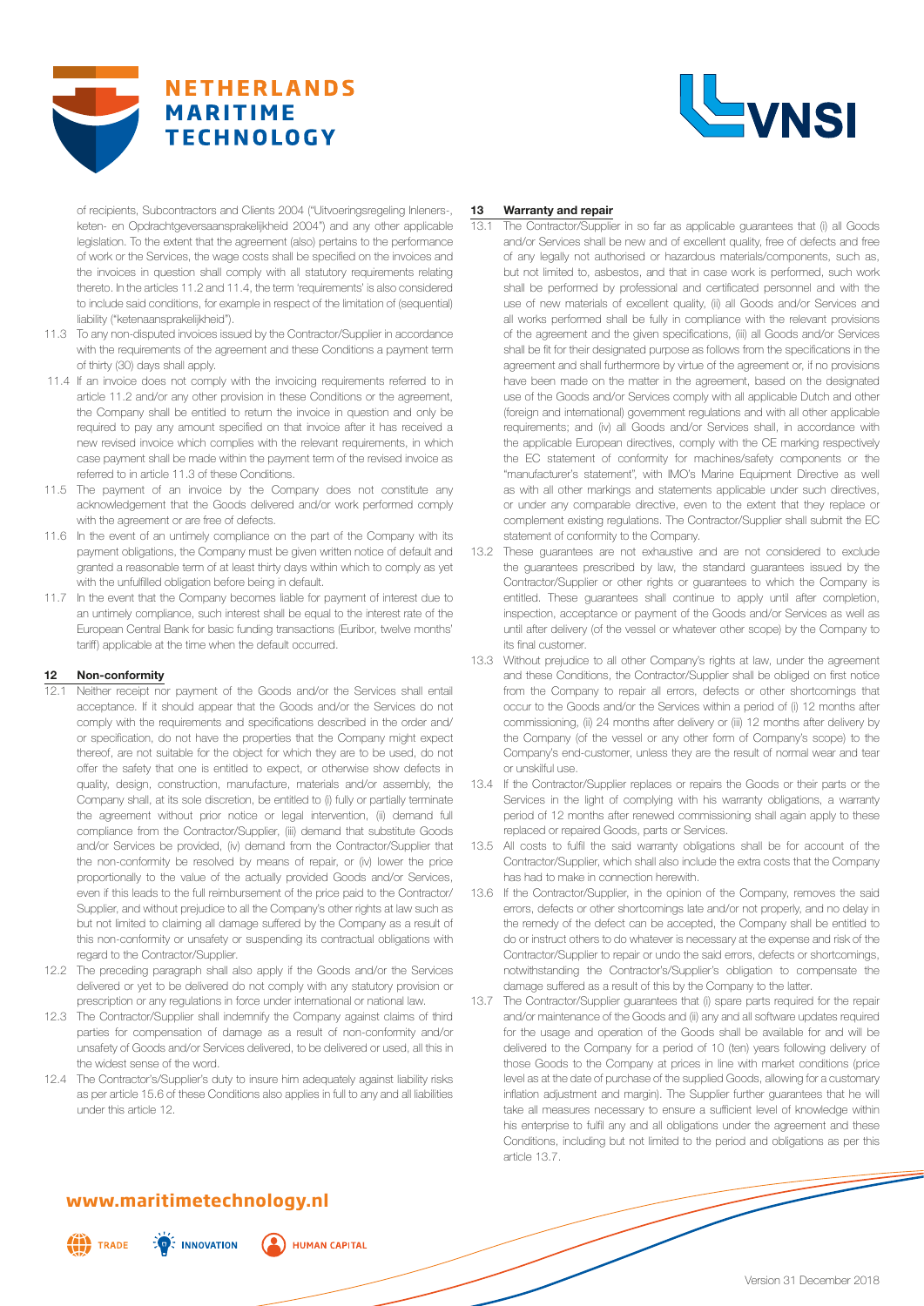of recipients, Subcontractors and Clients 2004 ("Uitvoeringsregeling Inleners-, keten- en Opdrachtgeversaansprakelijkheid 2004") and any other applicable legislation. To the extent that the agreement (also) pertains to the performance of work or the Services, the wage costs shall be specified on the invoices and the invoices in question shall comply with all statutory requirements relating thereto. In the articles 11.2 and 11.4, the term 'requirements' is also considered to include said conditions, for example in respect of the limitation of (sequential) liability ("ketenaansprakelijkheid").

11.3 To any non-disputed invoices issued by the Contractor/Supplier in accordance with the requirements of the agreement and these Conditions a payment term of thirty (30) days shall apply.

11.4 If an invoice does not comply with the invoicing requirements referred to in article 11.2 and/or any other provision in these Conditions or the agreement, the Company shall be entitled to return the invoice in question and only be required to pay any amount specified on that invoice after it has received a new revised invoice which complies with the relevant requirements, in which case payment shall be made within the payment term of the revised invoice as referred to in article 11.3 of these Conditions.

11.5 The payment of an invoice by the Company does not constitute any acknowledgement that the Goods delivered and/or work performed comply with the agreement or are free of defects.

11.6 In the event of an untimely compliance on the part of the Company with its payment obligations, the Company must be given written notice of default and granted a reasonable term of at least thirty days within which to comply as yet with the unfulfilled obligation before being in default.

11.7 In the event that the Company becomes liable for payment of interest due to an untimely compliance, such interest shall be equal to the interest rate of the European Central Bank for basic funding transactions (Euribor, twelve months' tariff) applicable at the time when the default occurred.

## 12 Non-conformity

12.1 Neither receipt nor payment of the Goods and/or the Services shall entail acceptance. If it should appear that the Goods and/or the Services do not comply with the requirements and specifications described in the order and/or specification, do not have the properties that the Company might expect thereof, are not suitable for the object for which they are to be used, do not offer the safety that one is entitled to expect, or otherwise show defects in quality, design, construction, manufacture, materials and/or assembly, the Company shall, at its sole discretion, be entitled to (i) fully or partially terminate the agreement without prior notice or legal intervention, (ii) demand full compliance from the Contractor/Supplier, (iii) demand that substitute Goods and/or Services be provided, (iv) demand from the Contractor/Supplier that the non-conformity be resolved by means of repair, or (iv) lower the price proportionally to the value of the actually provided Goods and/or Services, even if this leads to the full reimbursement of the price paid to the Contractor/Supplier, and without prejudice to all the Company's other rights at law such as but not limited to claiming all damage suffered by the Company as a result of this non-conformity or unsafety or suspending its contractual obligations with regard to the Contractor/Supplier.

12.2 The preceding paragraph shall also apply if the Goods and/or the Services delivered or yet to be delivered do not comply with any statutory provision or prescription or any regulations in force under international or national law.

12.3 The Contractor/Supplier shall indemnify the Company against claims of third parties for compensation of damage as a result of non-conformity and/or unsafety of Goods and/or Services delivered, to be delivered or used, all this in the widest sense of the word.

12.4 The Contractor's/Supplier's duty to insure him adequately against liability risks as per article 15.6 of these Conditions also applies in full to any and all liabilities under this article 12.

## 13 Warranty and repair

13.1 The Contractor/Supplier in so far as applicable guarantees that (i) all Goods and/or Services shall be new and of excellent quality, free of defects and free of any legally not authorised or hazardous materials/components, such as, but not limited to, asbestos, and that in case work is performed, such work shall be performed by professional and certificated personnel and with the use of new materials of excellent quality, (ii) all Goods and/or Services and all works performed shall be fully in compliance with the relevant provisions of the agreement and the given specifications, (iii) all Goods and/or Services shall be fit for their designated purpose as follows from the specifications in the agreement and shall furthermore by virtue of the agreement or, if no provisions have been made on the matter in the agreement, based on the designated use of the Goods and/or Services comply with all applicable Dutch and other (foreign and international) government regulations and with all other applicable requirements; and (iv) all Goods and/or Services shall, in accordance with the applicable European directives, comply with the CE marking respectively the EC statement of conformity for machines/safety components or the "manufacturer's statement", with IMO's Marine Equipment Directive as well as with all other markings and statements applicable under such directives, or under any comparable directive, even to the extent that they replace or complement existing regulations. The Contractor/Supplier shall submit the EC statement of conformity to the Company.

13.2 These guarantees are not exhaustive and are not considered to exclude the guarantees prescribed by law, the standard guarantees issued by the Contractor/Supplier or other rights or guarantees to which the Company is entitled. These guarantees shall continue to apply until after completion, inspection, acceptance or payment of the Goods and/or Services as well as until after delivery (of the vessel or whatever other scope) by the Company to its final customer.

13.3 Without prejudice to all other Company's rights at law, under the agreement and these Conditions, the Contractor/Supplier shall be obliged on first notice from the Company to repair all errors, defects or other shortcomings that occur to the Goods and/or the Services within a period of (i) 12 months after commissioning, (ii) 24 months after delivery or (iii) 12 months after delivery by the Company (of the vessel or any other form of Company's scope) to the Company's end-customer, unless they are the result of normal wear and tear or unskilful use.

13.4 If the Contractor/Supplier replaces or repairs the Goods or their parts or the Services in the light of complying with his warranty obligations, a warranty period of 12 months after renewed commissioning shall again apply to these replaced or repaired Goods, parts or Services.

13.5 All costs to fulfil the said warranty obligations shall be for account of the Contractor/Supplier, which shall also include the extra costs that the Company has had to make in connection herewith.

13.6 If the Contractor/Supplier, in the opinion of the Company, removes the said errors, defects or other shortcomings late and/or not properly, and no delay in the remedy of the defect can be accepted, the Company shall be entitled to do or instruct others to do whatever is necessary at the expense and risk of the Contractor/Supplier to repair or undo the said errors, defects or shortcomings, notwithstanding the Contractor's/Supplier's obligation to compensate the damage suffered as a result of this by the Company to the latter.

13.7 The Contractor/Supplier guarantees that (i) spare parts required for the repair and/or maintenance of the Goods and (ii) any and all software updates required for the usage and operation of the Goods shall be available for and will be delivered to the Company for a period of 10 (ten) years following delivery of those Goods to the Company at prices in line with market conditions (price level as at the date of purchase of the supplied Goods, allowing for a customary inflation adjustment and margin). The Supplier further guarantees that he will take all measures necessary to ensure a sufficient level of knowledge within his enterprise to fulfil any and all obligations under the agreement and these Conditions, including but not limited to the period and obligations as per this article 13.7.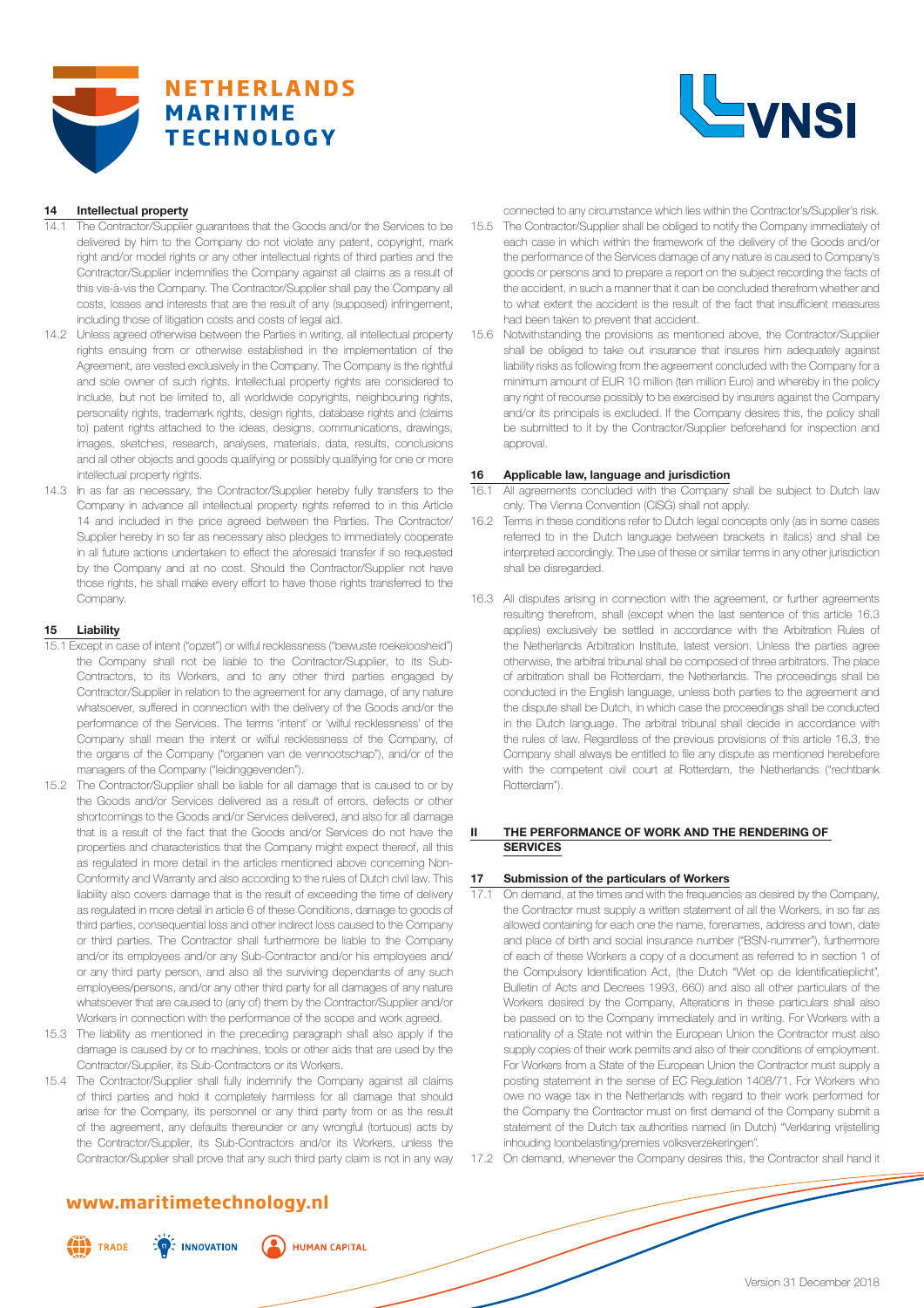## 14 Intellectual property

14.1 The Contractor/Supplier guarantees that the Goods and/or the Services to be delivered by him to the Company do not violate any patent, copyright, mark right and/or model rights or any other intellectual rights of third parties and the Contractor/Supplier indemnifies the Company against all claims as a result of this vis-à-vis the Company. The Contractor/Supplier shall pay the Company all costs, losses and interests that are the result of any (supposed) infringement, including those of litigation costs and costs of legal aid.

14.2 Unless agreed otherwise between the Parties in writing, all intellectual property rights ensuing from or otherwise established in the implementation of the Agreement, are vested exclusively in the Company. The Company is the rightful and sole owner of such rights. Intellectual property rights are considered to include, but not be limited to, all worldwide copyrights, neighbouring rights, personality rights, trademark rights, design rights, database rights and (claims to) patent rights attached to the ideas, designs, communications, drawings, images, sketches, research, analyses, materials, data, results, conclusions and all other objects and goods qualifying or possibly qualifying for one or more intellectual property rights.

14.3 In as far as necessary, the Contractor/Supplier hereby fully transfers to the Company in advance all intellectual property rights referred to in this Article 14 and included in the price agreed between the Parties. The Contractor/Supplier hereby in so far as necessary also pledges to immediately cooperate in all future actions undertaken to effect the aforesaid transfer if so requested by the Company and at no cost. Should the Contractor/Supplier not have those rights transferred, he shall make every effort to have those rights transferred to the Company.

## 15 Liability

15.1 Except in case of intent ("opzet") or wilful recklessness ("bewuste roekeloosheid") the Company shall not be liable to the Contractor/Supplier, to its Sub-Contractors, to its Workers, and to any other third parties engaged by Contractor/Supplier in relation to the agreement for any damage, of any nature whatsoever, suffered in connection with the delivery of the Goods and/or the performance of the Services. The terms 'intent' or 'wilful recklessness' of the Company shall mean the intent or wilful recklessness of the Company, of the organs of the Company ("organen van de vennootschap"), and/or of the managers of the Company ("leidinggevenden").

15.2 The Contractor/Supplier shall be liable for all damage that is caused to or by the Goods and/or Services delivered as a result of errors, defects or other shortcomings to the Goods and/or Services delivered, and also for all damage that is a result of the fact that the Goods and/or Services do not have the properties and characteristics that the Company might expect thereof, all this as regulated in more detail in the articles mentioned above concerning Non-Conformity and Warranty and also according to the rules of Dutch civil law. This liability also covers damage that is the result of exceeding the time of delivery as regulated in more detail in article 6 of these Conditions, damage to goods of third parties, consequential loss and other indirect loss caused to the Company or third parties. The Contractor shall furthermore be liable to the Company and/or its employees and/or any Sub-Contractor and/or his employees and/or any third party person, and also all the surviving dependants of any such employees/persons, and/or any other third party for all damages of any nature whatsoever that are caused to (any of) them by the Contractor/Supplier and/or Workers in connection with the performance of the scope and work agreed.

15.3 The liability as mentioned in the preceding paragraph shall also apply if the damage is caused by or to machines, tools or other aids that are used by the Contractor/Supplier, its Sub-Contractors or its Workers.

15.4 The Contractor/Supplier shall fully indemnify the Company against all claims of third parties and hold it completely harmless for all damage that should arise for the Company, its personnel or any third party from or as the result of the agreement, any defaults thereunder or any wrongful (tortuous) acts by the Contractor/Supplier, its Sub-Contractors and/or its Workers, unless the Contractor/Supplier shall prove that any such third party claim is not in any way connected to any circumstance which lies within the Contractor's/Supplier's risk.

15.5 The Contractor/Supplier shall be obliged to notify the Company immediately of each case in which within the framework of the delivery of the Goods and/or the performance of the Services damage of any nature is caused to Company's goods or persons and to prepare a report on the subject recording the facts of the accident, in such a manner that it can be concluded therefrom whether and to what extent the accident is the result of the fact that insufficient measures had been taken to prevent that accident.

15.6 Notwithstanding the provisions as mentioned above, the Contractor/Supplier shall be obliged to take out insurance that insures him adequately against liability risks as following from the agreement concluded with the Company for a minimum amount of EUR 10 million (ten million Euro) and whereby in the policy any right of recourse possibly to be exercised by insurers against the Company and/or its principals is excluded. If the Company desires this, the policy shall be submitted to it by the Contractor/Supplier beforehand for inspection and approval.

## 16 Applicable law, language and jurisdiction

16.1 All agreements concluded with the Company shall be subject to Dutch law only. The Vienna Convention (CISG) shall not apply.

16.2 Terms in these conditions refer to Dutch legal concepts only (as in some cases referred to in the Dutch language between brackets in italics) and shall be interpreted accordingly. The use of these or similar terms in any other jurisdiction shall be disregarded.

16.3 All disputes arising in connection with the agreement, or further agreements resulting therefrom, shall (except when the last sentence of this article 16.3 applies) exclusively be settled in accordance with the Arbitration Rules of the Netherlands Arbitration Institute, latest version. Unless the parties agree otherwise, the arbitral tribunal shall be composed of three arbitrators. The place of arbitration shall be Rotterdam, the Netherlands. The proceedings shall be conducted in the English language, unless both parties to the agreement and the dispute shall be Dutch, in which case the proceedings shall be conducted in the Dutch language. The arbitral tribunal shall decide in accordance with the rules of law. Regardless of the previous provisions of this article 16.3, the Company shall always be entitled to file any dispute as mentioned herebefore with the competent civil court at Rotterdam, the Netherlands ("rechtbank Rotterdam").

# II THE PERFORMANCE OF WORK AND THE RENDERING OF SERVICES

## 17 Submission of the particulars of Workers

17.1 On demand, at the times and with the frequencies as desired by the Company, the Contractor must supply a written statement of all the Workers, in so far as allowed containing for each one the name, forenames, address and town, date and place of birth and social insurance number ("BSN-nummer"), furthermore of each of these Workers a copy of a document as referred to in section 1 of the Compulsory Identification Act, (the Dutch "Wet op de Identificatieplicht", Bulletin of Acts and Decrees 1993, 660) and also all other particulars of the Workers desired by the Company. Alterations in these particulars shall also be passed on to the Company immediately and in writing. For Workers with a nationality of a State not within the European Union the Contractor must also supply copies of their work permits and also of their conditions of employment. For Workers from a State of the European Union the Contractor must supply a posting statement in the sense of EC Regulation 1408/71. For Workers who owe no wage tax in the Netherlands with regard to their work performed for the Company the Contractor must on first demand of the Company submit a statement of the Dutch tax authorities named (in Dutch) "Verklaring vrijstelling inhouding loonbelasting/premies volksverzekeringen".

17.2 On demand, whenever the Company desires this, the Contractor shall hand it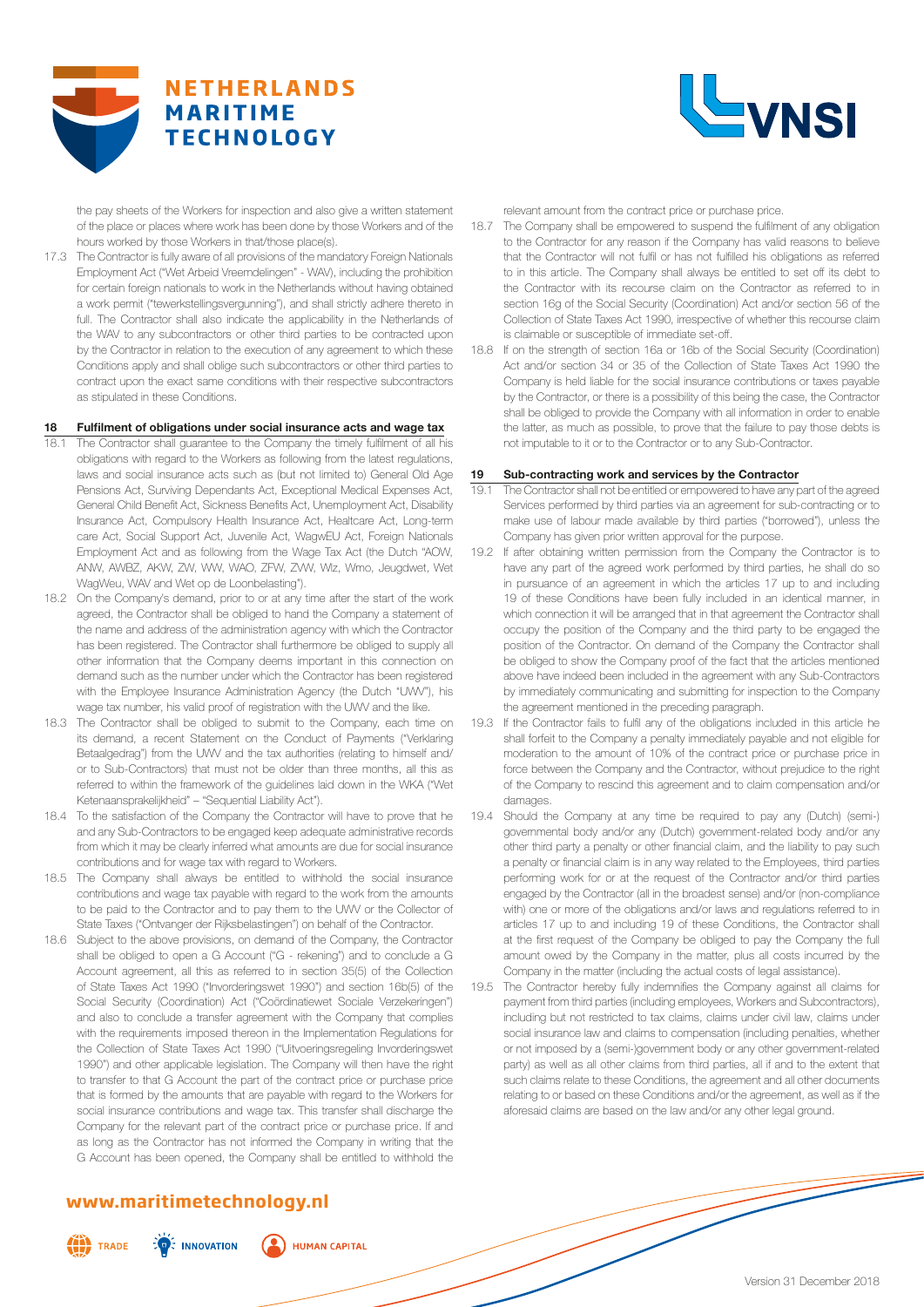the pay sheets of the Workers for inspection and also give a written statement of the place or places where work has been done by those Workers and of the hours worked by those Workers in that/those place(s).

17.3 The Contractor is fully aware of all provisions of the mandatory Foreign Nationals Employment Act ("Wet Arbeid Vreemdelingen" - WAV), including the prohibition for certain foreign nationals to work in the Netherlands without having obtained a work permit ("tewerkstellingsvergunning"), and shall strictly adhere thereto in full. The Contractor shall also indicate the applicability in the Netherlands of the WAV to any subcontractors or other third parties to be contracted upon by the Contractor in relation to the execution of any agreement to which these Conditions apply and shall oblige such subcontractors or other third parties to contract upon the exact same conditions with their respective subcontractors as stipulated in these Conditions.

## 18 Fulfilment of obligations under social insurance acts and wage tax

18.1 The Contractor shall guarantee to the Company the timely fulfilment of all his obligations with regard to the Workers as following from the latest regulations, laws and social insurance acts such as (but not limited to) General Old Age Pensions Act, Surviving Dependants Act, Exceptional Medical Expenses Act, General Child Benefit Act, Sickness Benefits Act, Unemployment Act, Disability Insurance Act, Compulsory Health Insurance Act, Healtcare Act, Long-term care Act, Social Support Act, Juvenile Act, WagwEU Act, Foreign Nationals Employment Act and as following from the Wage Tax Act (the Dutch "AOW, ANW, AWBZ, AKW, ZW, WW, WAO, ZFW, ZVW, Wlz, Wmo, Jeugdwet, Wet WagWeu, WAV and Wet op de Loonbelasting").

18.2 On the Company's demand, prior to or at any time after the start of the work agreed, the Contractor shall be obliged to hand the Company a statement of the name and address of the administration agency with which the Contractor has been registered. The Contractor shall furthermore be obliged to supply all other information that the Company deems important in this connection on demand such as the number under which the Contractor has been registered with the Employee Insurance Administration Agency (the Dutch "UWV"), his wage tax number, his valid proof of registration with the UWV and the like.

18.3 The Contractor shall be obliged to submit to the Company, each time on its demand, a recent Statement on the Conduct of Payments ("Verklaring Betaalgedrag") from the UWV and the tax authorities (relating to himself and/or to Sub-Contractors) that must not be older than three months, all this as referred to within the framework of the guidelines laid down in the WKA ("Wet Ketenaansprakelijkheid" – "Sequential Liability Act").

18.4 To the satisfaction of the Company the Contractor will have to prove that he and any Sub-Contractors to be engaged keep adequate administrative records from which it may be clearly inferred what amounts are due for social insurance contributions and for wage tax with regard to Workers.

18.5 The Company shall always be entitled to withhold the social insurance contributions and wage tax payable with regard to the work from the amounts to be paid to the Contractor and to pay them to the UWV or the Collector of State Taxes ("Ontvanger der Rijksbelastingen") on behalf of the Contractor.

18.6 Subject to the above provisions, on demand of the Company, the Contractor shall be obliged to open a G Account ("G - rekening") and to conclude a G Account agreement, all this as referred to in section 35(5) of the Collection of State Taxes Act 1990 ("Invorderingswet 1990") and section 16b(5) of the Social Security (Coordination) Act ("Coördinatiewet Sociale Verzekeringen") and also to conclude a transfer agreement with the Company that complies with the requirements imposed thereon in the Implementation Regulations for the Collection of State Taxes Act 1990 ("Uitvoeringsregeling Invorderingswet 1990") and other applicable legislation. The Company will then have the right to transfer to that G Account the part of the contract price or purchase price that is formed by the amounts that are payable with regard to the Workers for social insurance contributions and wage tax. This transfer shall discharge the Company for the relevant part of the contract price or purchase price. If and as long as the Contractor has not informed the Company in writing that the G Account has been opened, the Company shall be entitled to withhold the relevant amount from the contract price or purchase price.

18.7 The Company shall be empowered to suspend the fulfilment of any obligation to the Contractor for any reason if the Company has valid reasons to believe that the Contractor will not fulfil or has not fulfilled his obligations as referred to in this article. The Company shall always be entitled to set off its debt to the Contractor with its recourse claim on the Contractor as referred to in section 16g of the Social Security (Coordination) Act and/or section 56 of the Collection of State Taxes Act 1990, irrespective of whether this recourse claim is claimable or susceptible of immediate set-off.

18.8 If on the strength of section 16a or 16b of the Social Security (Coordination) Act and/or section 34 or 35 of the Collection of State Taxes Act 1990 the Company is held liable for the social insurance contributions or taxes payable by the Contractor, or there is a possibility of this being the case, the Contractor shall be obliged to provide the Company with all information in order to enable the latter, as much as possible, to prove that the failure to pay those debts is not imputable to it or to the Contractor or to any Sub-Contractor.

## 19 Sub-contracting work and services by the Contractor

19.1 The Contractor shall not be entitled or empowered to have any part of the agreed Services performed by third parties via an agreement for sub-contracting or to make use of labour made available by third parties ("borrowed"), unless the Company has given prior written approval for the purpose.

19.2 If after obtaining written permission from the Company the Contractor is to have any part of the agreed work performed by third parties, he shall do so in pursuance of an agreement in which the articles 17 up to and including 19 of these Conditions have been fully included in an identical manner, in which connection it will be arranged that in that agreement the Contractor shall occupy the position of the Company and the third party to be engaged the position of the Contractor. On demand of the Company the Contractor shall be obliged to show the Company proof of the fact that the articles mentioned above have indeed been included in the agreement with any Sub-Contractors by immediately communicating and submitting for inspection to the Company the agreement mentioned in the preceding paragraph.

19.3 If the Contractor fails to fulfil any of the obligations included in this article he shall forfeit to the Company a penalty immediately payable and not eligible for moderation to the amount of 10% of the contract price or purchase price in force between the Company and the Contractor, without prejudice to the right of the Company to rescind this agreement and to claim compensation and/or damages.

19.4 Should the Company at any time be required to pay any (Dutch) (semi-) governmental body and/or any (Dutch) government-related body and/or any other third party a penalty or other financial claim, and the liability to pay such a penalty or financial claim is in any way related to the Employees, third parties performing work for or at the request of the Contractor and/or third parties engaged by the Contractor (all in the broadest sense) and/or (non-compliance with) one or more of the obligations and/or laws and regulations referred to in articles 17 up to and including 19 of these Conditions, the Contractor shall at the first request of the Company be obliged to pay the Company the full amount owed by the Company in the matter, plus all costs incurred by the Company in the matter (including the actual costs of legal assistance).

19.5 The Contractor hereby fully indemnifies the Company against all claims for payment from third parties (including employees, Workers and Subcontractors), including but not restricted to tax claims, claims under civil law, claims under social insurance law and claims to compensation (including penalties, whether or not imposed by a (semi-)government body or any other government-related party) as well as all other claims from third parties, all if and to the extent that such claims relate to these Conditions, the agreement and all other documents relating to or based on these Conditions and/or the agreement, as well as if the aforesaid claims are based on the law and/or any other legal ground.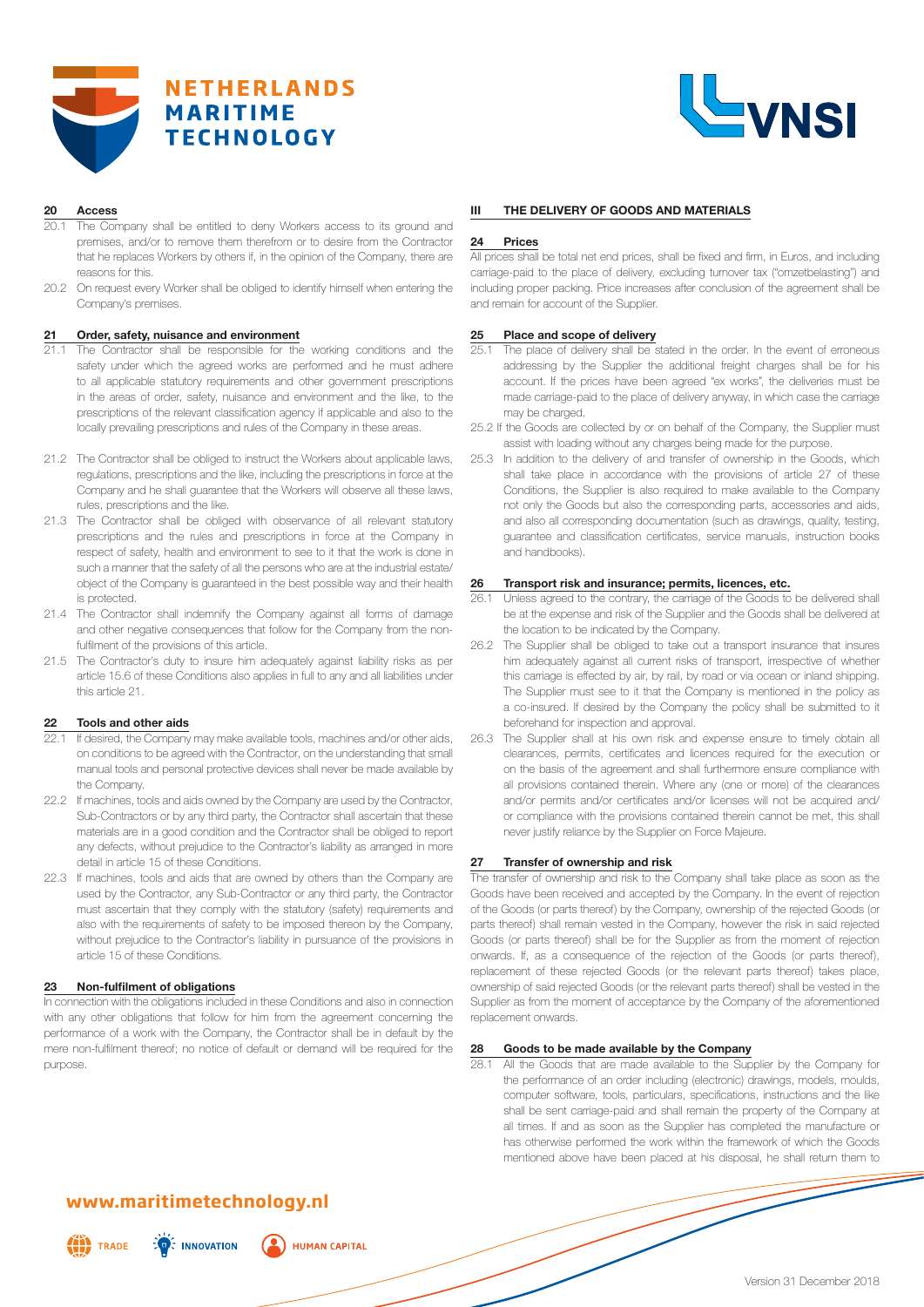## 20 Access

20.1 The Company shall be entitled to deny Workers access to its ground and premises, and/or to remove them therefrom or to desire from the Contractor that he replaces Workers by others if, in the opinion of the Company, there are reasons for this.

20.2 On request every Worker shall be obliged to identify himself when entering the Company's premises.

## 21 Order, safety, nuisance and environment

21.1 The Contractor shall be responsible for the working conditions and the safety under which the agreed works are performed and he must adhere to all applicable statutory requirements and other government prescriptions in the areas of order, safety, nuisance and environment and the like, to the prescriptions of the relevant classification agency if applicable and also to the locally prevailing prescriptions and rules of the Company in these areas.

21.2 The Contractor shall be obliged to instruct the Workers about applicable laws, regulations, prescriptions and the like, including the prescriptions in force at the Company and he shall guarantee that the Workers will observe all these laws, rules, prescriptions and the like.

21.3 The Contractor shall be obliged with observance of all relevant statutory prescriptions and the rules and prescriptions in force at the Company in respect of safety, health and environment to see to it that the work is done in such a manner that the safety of all the persons who are at the industrial estate/object of the Company is guaranteed in the best possible way and their health is protected.

21.4 The Contractor shall indemnify the Company against all forms of damage and other negative consequences that follow for the Company from the non-fulfilment of the provisions of this article.

21.5 The Contractor's duty to insure him adequately against liability risks as per article 15.6 of these Conditions also applies in full to any and all liabilities under this article 21.

## 22 Tools and other aids

22.1 If desired, the Company may make available tools, machines and/or other aids, on conditions to be agreed with the Contractor, on the understanding that small manual tools and personal protective devices shall never be made available by the Company.

22.2 If machines, tools and aids owned by the Company are used by the Contractor, Sub-Contractors or by any third party, the Contractor shall ascertain that these materials are in a good condition and the Contractor shall be obliged to report any defects, without prejudice to the Contractor's liability as arranged in more detail in article 15 of these Conditions.

22.3 If machines, tools and aids that are owned by others than the Company are used by the Contractor, any Sub-Contractor or any third party, the Contractor must ascertain that they comply with the statutory (safety) requirements and also with the requirements of safety to be imposed thereon by the Company, without prejudice to the Contractor's liability in pursuance of the provisions in article 15 of these Conditions.

## 23 Non-fulfilment of obligations

In connection with the obligations included in these Conditions and also in connection with any other obligations that follow for him from the agreement concerning the performance of a work with the Company, the Contractor shall be in default by the mere non-fulfilment thereof; no notice of default or demand will be required for the purpose.

# III THE DELIVERY OF GOODS AND MATERIALS

## 24 Prices

All prices shall be total net end prices, shall be fixed and firm, in Euros, and including carriage-paid to the place of delivery, excluding turnover tax ("omzetbelasting") and including proper packing. Price increases after conclusion of the agreement shall be and remain for account of the Supplier.

## 25 Place and scope of delivery

25.1 The place of delivery shall be stated in the order. In the event of erroneous addressing by the Supplier the additional freight charges shall be for his account. If the prices have been agreed "ex works", the deliveries must be made carriage-paid to the place of delivery anyway, in which case the carriage may be charged.

25.2 If the Goods are collected by or on behalf of the Company, the Supplier must assist with loading without any charges being made for the purpose.

25.3 In addition to the delivery of and transfer of ownership in the Goods, which shall take place in accordance with the provisions of article 27 of these Conditions, the Supplier is also required to make available to the Company not only the Goods but also the corresponding parts, accessories and aids, and also all corresponding documentation (such as drawings, quality, testing, guarantee and classification certificates, service manuals, instruction books and handbooks).

## 26 Transport risk and insurance; permits, licences, etc.

26.1 Unless agreed to the contrary, the carriage of the Goods to be delivered shall be at the expense and risk of the Supplier and the Goods shall be delivered at the location to be indicated by the Company.

26.2 The Supplier shall be obliged to take out a transport insurance that insures him adequately against all current risks of transport, irrespective of whether this carriage is effected by air, by rail, by road or via ocean or inland shipping. The Supplier must see to it that the Company is mentioned in the policy as a co-insured. If desired by the Company the policy shall be submitted to it beforehand for inspection and approval.

26.3 The Supplier shall at his own risk and expense ensure to timely obtain all clearances, permits, certificates and licences required for the execution or on the basis of the agreement and shall furthermore ensure compliance with all provisions contained therein. Where any (one or more) of the clearances and/or permits and/or certificates and/or licenses will not be acquired and/or compliance with the provisions contained therein cannot be met, this shall never justify reliance by the Supplier on Force Majeure.

## 27 Transfer of ownership and risk

The transfer of ownership and risk to the Company shall take place as soon as the Goods have been received and accepted by the Company. In the event of rejection of the Goods (or parts thereof) by the Company, ownership of the rejected Goods (or parts thereof) shall remain vested in the Company, however the risk in said rejected Goods (or parts thereof) shall be for the Supplier as from the moment of rejection onwards. If, as a consequence of the rejection of the Goods (or parts thereof), replacement of these rejected Goods (or the relevant parts thereof) takes place, ownership of said rejected Goods (or the relevant parts thereof) shall be vested in the Supplier as from the moment of acceptance by the Company of the aforementioned replacement onwards.

## 28 Goods to be made available by the Company

28.1 All the Goods that are made available to the Supplier by the Company for the performance of an order including (electronic) drawings, models, moulds, computer software, tools, particulars, specifications, instructions and the like shall be sent carriage-paid and shall remain the property of the Company at all times. If and as soon as the Supplier has completed the manufacture or has otherwise performed the work within the framework of which the Goods mentioned above have been placed at his disposal, he shall return them to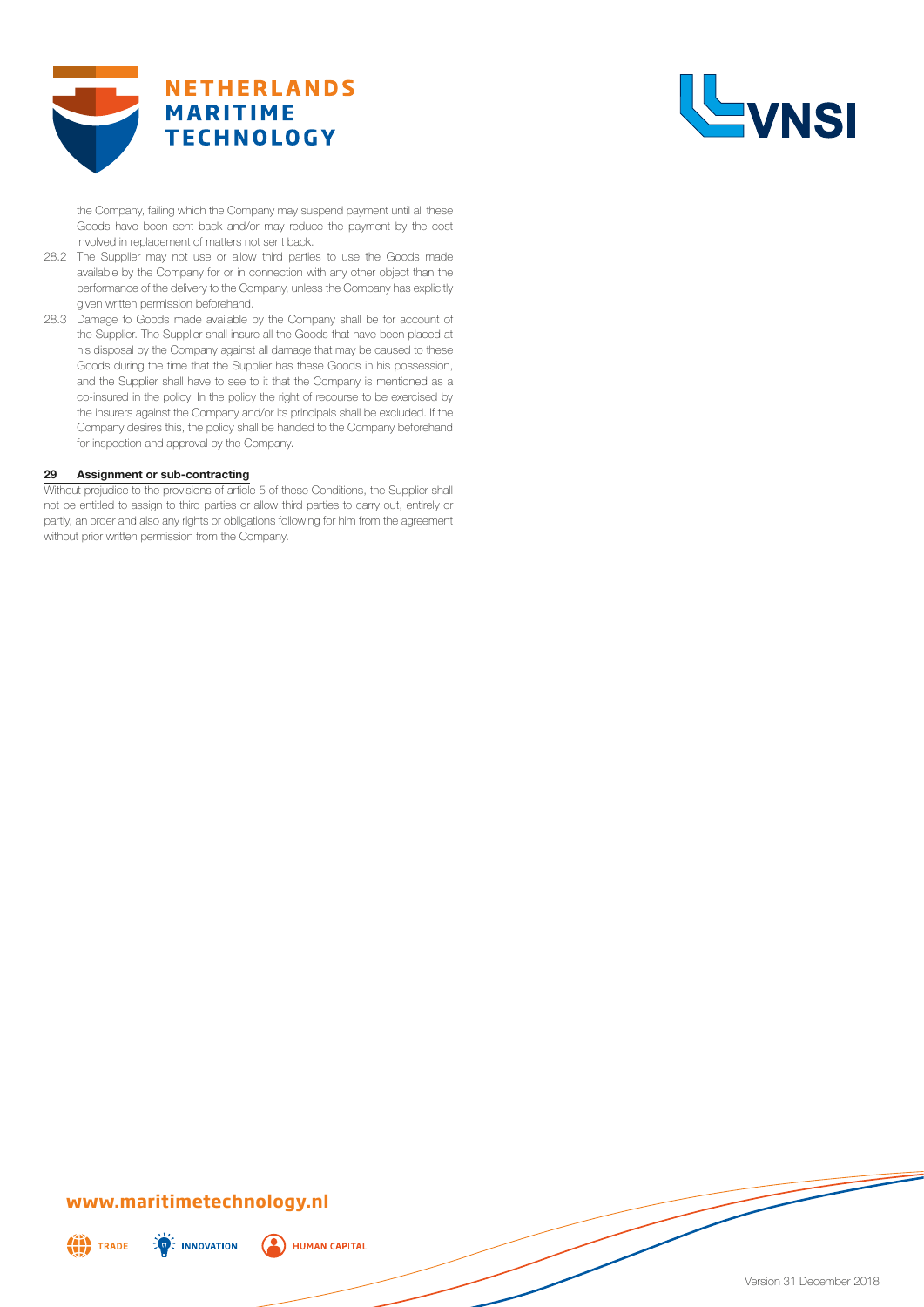the Company, failing which the Company may suspend payment until all these Goods have been sent back and/or may reduce the payment by the cost involved in replacement of matters not sent back.

28.2 The Supplier may not use or allow third parties to use the Goods made available by the Company for or in connection with any other object than the performance of the delivery to the Company, unless the Company has explicitly given written permission beforehand.

28.3 Damage to Goods made available by the Company shall be for account of the Supplier. The Supplier shall insure all the Goods that have been placed at his disposal by the Company against all damage that may be caused to these Goods during the time that the Supplier has these Goods in his possession, and the Supplier shall have to see to it that the Company is mentioned as a co-insured in the policy. In the policy the right of recourse to be exercised by the insurers against the Company and/or its principals shall be excluded. If the Company desires this, the policy shall be handed to the Company beforehand for inspection and approval by the Company.

**29 Assignment or sub-contracting**

Without prejudice to the provisions of article 5 of these Conditions, the Supplier shall not be entitled to assign to third parties or allow third parties to carry out, entirely or partly, an order and also any rights or obligations following for him from the agreement without prior written permission from the Company.